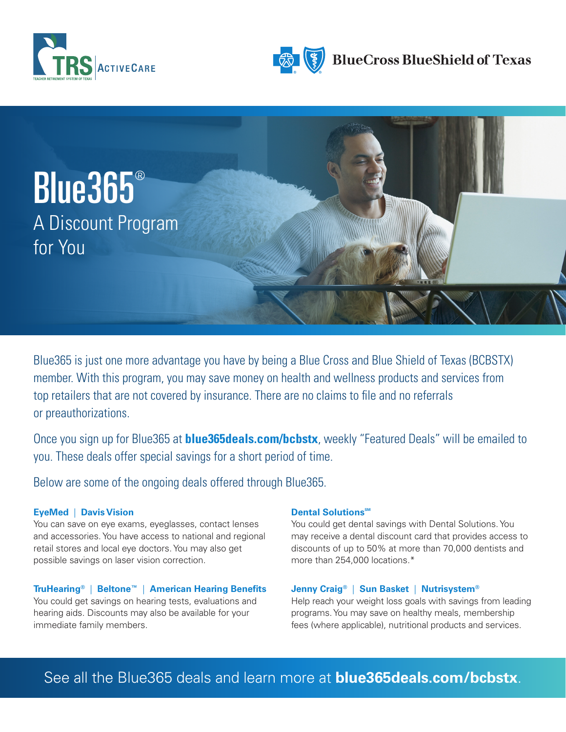TRS ActiveCare

BlueCross BlueShield of Texas

# Blue365®

## A Discount Program for You

Blue365 is just one more advantage you have by being a Blue Cross and Blue Shield of Texas (BCBSTX) member. With this program, you may save money on health and wellness products and services from top retailers that are not covered by insurance. There are no claims to file and no referrals or preauthorizations.

Once you sign up for Blue365 at **blue365deals.com/bcbstx**, weekly "Featured Deals" will be emailed to you. These deals offer special savings for a short period of time.

Below are some of the ongoing deals offered through Blue365.

**EyeMed | Davis Vision**
You can save on eye exams, eyeglasses, contact lenses and accessories. You have access to national and regional retail stores and local eye doctors. You may also get possible savings on laser vision correction.

**TruHearing® | Beltone™ | American Hearing Benefits**
You could get savings on hearing tests, evaluations and hearing aids. Discounts may also be available for your immediate family members.

**Dental Solutions℠**
You could get dental savings with Dental Solutions. You may receive a dental discount card that provides access to discounts of up to 50% at more than 70,000 dentists and more than 254,000 locations.*

**Jenny Craig® | Sun Basket | Nutrisystem®**
Help reach your weight loss goals with savings from leading programs. You may save on healthy meals, membership fees (where applicable), nutritional products and services.

See all the Blue365 deals and learn more at **blue365deals.com/bcbstx**.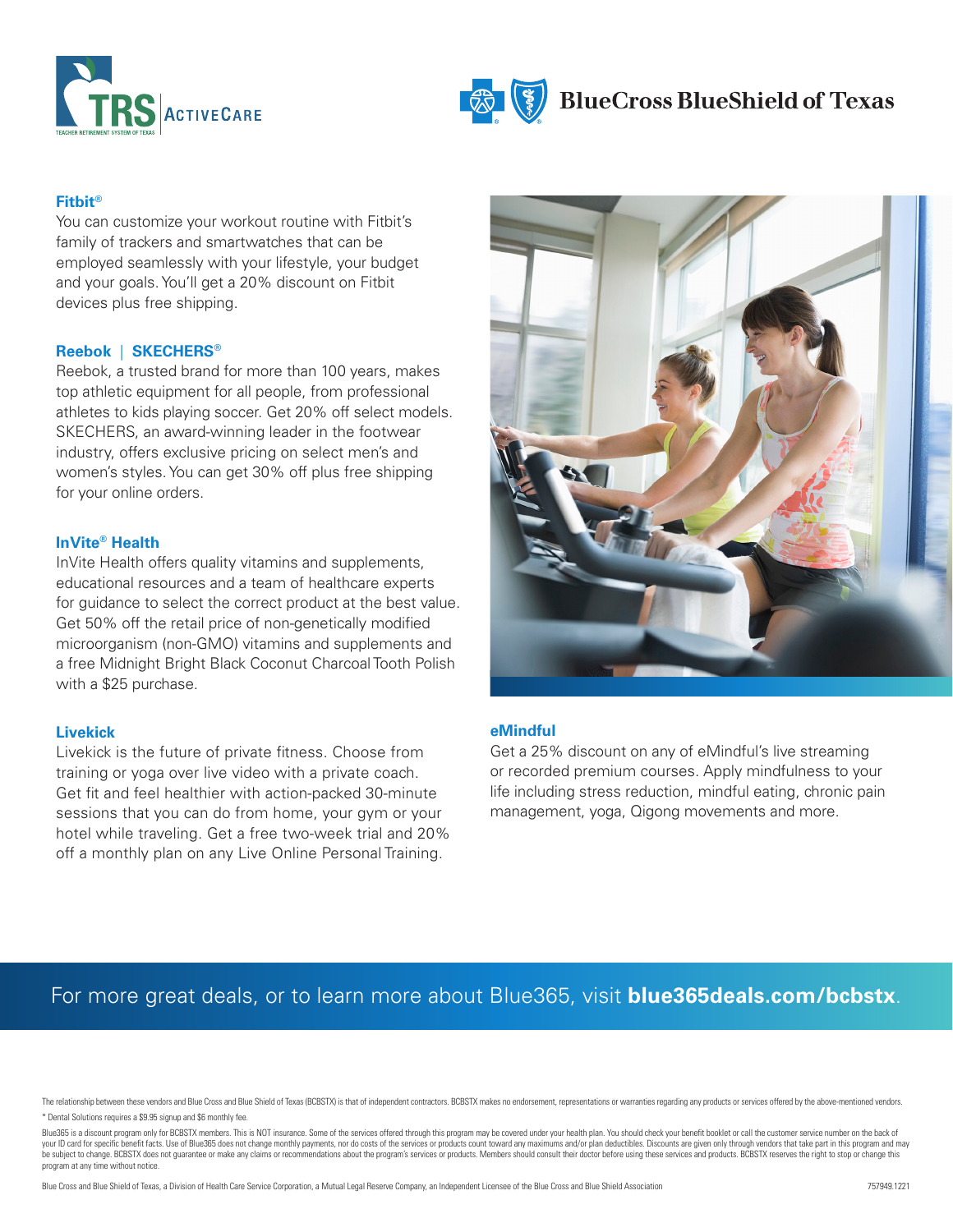### Fitbit®

You can customize your workout routine with Fitbit's family of trackers and smartwatches that can be employed seamlessly with your lifestyle, your budget and your goals. You'll get a 20% discount on Fitbit devices plus free shipping.

### Reebok | SKECHERS®

Reebok, a trusted brand for more than 100 years, makes top athletic equipment for all people, from professional athletes to kids playing soccer. Get 20% off select models. SKECHERS, an award-winning leader in the footwear industry, offers exclusive pricing on select men's and women's styles. You can get 30% off plus free shipping for your online orders.

### InVite® Health

InVite Health offers quality vitamins and supplements, educational resources and a team of healthcare experts for guidance to select the correct product at the best value. Get 50% off the retail price of non-genetically modified microorganism (non-GMO) vitamins and supplements and a free Midnight Bright Black Coconut Charcoal Tooth Polish with a $25 purchase.

### Livekick

Livekick is the future of private fitness. Choose from training or yoga over live video with a private coach. Get fit and feel healthier with action-packed 30-minute sessions that you can do from home, your gym or your hotel while traveling. Get a free two-week trial and 20% off a monthly plan on any Live Online Personal Training.

### eMindful

Get a 25% discount on any of eMindful's live streaming or recorded premium courses. Apply mindfulness to your life including stress reduction, mindful eating, chronic pain management, yoga, Qigong movements and more.

For more great deals, or to learn more about Blue365, visit **blue365deals.com/bcbstx**.

The relationship between these vendors and Blue Cross and Blue Shield of Texas (BCBSTX) is that of independent contractors. BCBSTX makes no endorsement, representations or warranties regarding any products or services offered by the above-mentioned vendors.

* Dental Solutions requires a $9.95 signup and $6 monthly fee.

Blue365 is a discount program only for BCBSTX members. This is NOT insurance. Some of the services offered through this program may be covered under your health plan. You should check your benefit booklet or call the customer service number on the back of your ID card for specific benefit facts. Use of Blue365 does not change monthly payments, nor do costs of the services or products count toward any maximums and/or plan deductibles. Discounts are given only through vendors that take part in this program and may be subject to change. BCBSTX does not guarantee or make any claims or recommendations about the program's services or products. Members should consult their doctor before using these services and products. BCBSTX reserves the right to stop or change this program at any time without notice.

Blue Cross and Blue Shield of Texas, a Division of Health Care Service Corporation, a Mutual Legal Reserve Company, an Independent Licensee of the Blue Cross and Blue Shield Association

757949.1221